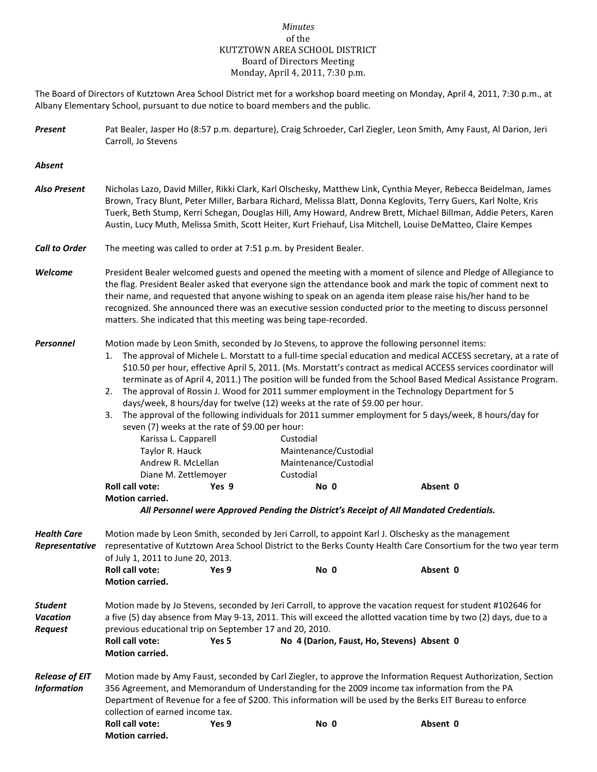*Minutes*
of the
KUTZTOWN AREA SCHOOL DISTRICT
Board of Directors Meeting
Monday, April 4, 2011, 7:30 p.m.

The Board of Directors of Kutztown Area School District met for a workshop board meeting on Monday, April 4, 2011, 7:30 p.m., at Albany Elementary School, pursuant to due notice to board members and the public.

***Present*** Pat Bealer, Jasper Ho (8:57 p.m. departure), Craig Schroeder, Carl Ziegler, Leon Smith, Amy Faust, Al Darion, Jeri Carroll, Jo Stevens

***Absent***

***Also Present*** Nicholas Lazo, David Miller, Rikki Clark, Karl Olschesky, Matthew Link, Cynthia Meyer, Rebecca Beidelman, James Brown, Tracy Blunt, Peter Miller, Barbara Richard, Melissa Blatt, Donna Keglovits, Terry Guers, Karl Nolte, Kris Tuerk, Beth Stump, Kerri Schegan, Douglas Hill, Amy Howard, Andrew Brett, Michael Billman, Addie Peters, Karen Austin, Lucy Muth, Melissa Smith, Scott Heiter, Kurt Friehauf, Lisa Mitchell, Louise DeMatteo, Claire Kempes

***Call to Order*** The meeting was called to order at 7:51 p.m. by President Bealer.

***Welcome*** President Bealer welcomed guests and opened the meeting with a moment of silence and Pledge of Allegiance to the flag. President Bealer asked that everyone sign the attendance book and mark the topic of comment next to their name, and requested that anyone wishing to speak on an agenda item please raise his/her hand to be recognized. She announced there was an executive session conducted prior to the meeting to discuss personnel matters. She indicated that this meeting was being tape-recorded.

***Personnel*** Motion made by Leon Smith, seconded by Jo Stevens, to approve the following personnel items:

1. The approval of Michele L. Morstatt to a full-time special education and medical ACCESS secretary, at a rate of $10.50 per hour, effective April 5, 2011. (Ms. Morstatt's contract as medical ACCESS services coordinator will terminate as of April 4, 2011.) The position will be funded from the School Based Medical Assistance Program.
2. The approval of Rossin J. Wood for 2011 summer employment in the Technology Department for 5 days/week, 8 hours/day for twelve (12) weeks at the rate of $9.00 per hour.
3. The approval of the following individuals for 2011 summer employment for 5 days/week, 8 hours/day for seven (7) weeks at the rate of $9.00 per hour:

| | |
|---|---|
| Karissa L. Capparell | Custodial |
| Taylor R. Hauck | Maintenance/Custodial |
| Andrew R. McLellan | Maintenance/Custodial |
| Diane M. Zettlemoyer | Custodial |

**Roll call vote: Yes 9 No 0 Absent 0**
**Motion carried.**

***All Personnel were Approved Pending the District's Receipt of All Mandated Credentials.***

***Health Care Representative*** Motion made by Leon Smith, seconded by Jeri Carroll, to appoint Karl J. Olschesky as the management representative of Kutztown Area School District to the Berks County Health Care Consortium for the two year term of July 1, 2011 to June 20, 2013.

**Roll call vote: Yes 9 No 0 Absent 0**
**Motion carried.**

***Student Vacation Request*** Motion made by Jo Stevens, seconded by Jeri Carroll, to approve the vacation request for student #102646 for a five (5) day absence from May 9-13, 2011. This will exceed the allotted vacation time by two (2) days, due to a previous educational trip on September 17 and 20, 2010.

**Roll call vote: Yes 5 No 4 (Darion, Faust, Ho, Stevens) Absent 0**
**Motion carried.**

***Release of EIT Information*** Motion made by Amy Faust, seconded by Carl Ziegler, to approve the Information Request Authorization, Section 356 Agreement, and Memorandum of Understanding for the 2009 income tax information from the PA Department of Revenue for a fee of $200. This information will be used by the Berks EIT Bureau to enforce collection of earned income tax.

**Roll call vote: Yes 9 No 0 Absent 0**
**Motion carried.**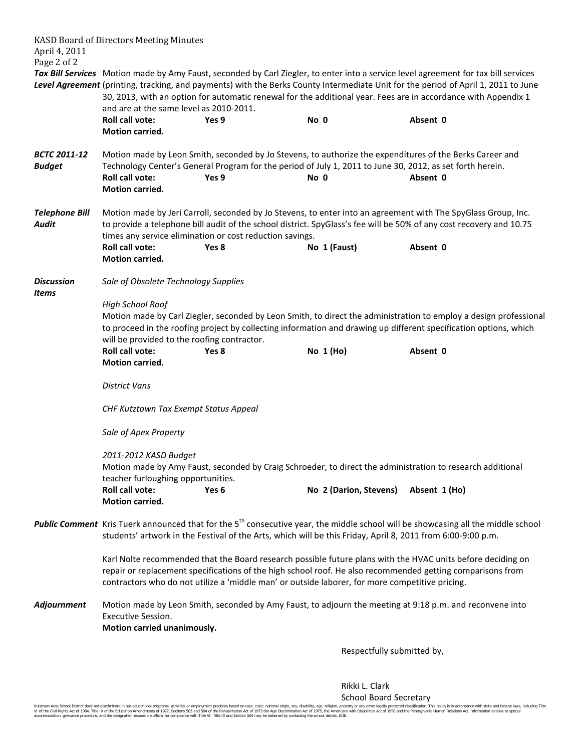***Tax Bill Services Level Agreement*** Motion made by Amy Faust, seconded by Carl Ziegler, to enter into a service level agreement for tax bill services (printing, tracking, and payments) with the Berks County Intermediate Unit for the period of April 1, 2011 to June 30, 2013, with an option for automatic renewal for the additional year. Fees are in accordance with Appendix 1 and are at the same level as 2010-2011.

**Roll call vote:** Yes 9 | No 0 | Absent 0

**Motion carried.**

***BCTC 2011-12 Budget*** Motion made by Leon Smith, seconded by Jo Stevens, to authorize the expenditures of the Berks Career and Technology Center's General Program for the period of July 1, 2011 to June 30, 2012, as set forth herein.

**Roll call vote:** Yes 9 | No 0 | Absent 0

**Motion carried.**

***Telephone Bill Audit*** Motion made by Jeri Carroll, seconded by Jo Stevens, to enter into an agreement with The SpyGlass Group, Inc. to provide a telephone bill audit of the school district. SpyGlass's fee will be 50% of any cost recovery and 10.75 times any service elimination or cost reduction savings.

**Roll call vote:** Yes 8 | No 1 (Faust) | Absent 0

**Motion carried.**

***Discussion Items***

*Sale of Obsolete Technology Supplies*

*High School Roof*

Motion made by Carl Ziegler, seconded by Leon Smith, to direct the administration to employ a design professional to proceed in the roofing project by collecting information and drawing up different specification options, which will be provided to the roofing contractor.

**Roll call vote:** Yes 8 | No 1 (Ho) | Absent 0

**Motion carried.**

*District Vans*

*CHF Kutztown Tax Exempt Status Appeal*

*Sale of Apex Property*

*2011-2012 KASD Budget*

Motion made by Amy Faust, seconded by Craig Schroeder, to direct the administration to research additional teacher furloughing opportunities.

**Roll call vote:** Yes 6 | No 2 (Darion, Stevens) | Absent 1 (Ho)

**Motion carried.**

***Public Comment*** Kris Tuerk announced that for the 5th consecutive year, the middle school will be showcasing all the middle school students' artwork in the Festival of the Arts, which will be this Friday, April 8, 2011 from 6:00-9:00 p.m.

Karl Nolte recommended that the Board research possible future plans with the HVAC units before deciding on repair or replacement specifications of the high school roof. He also recommended getting comparisons from contractors who do not utilize a 'middle man' or outside laborer, for more competitive pricing.

***Adjournment*** Motion made by Leon Smith, seconded by Amy Faust, to adjourn the meeting at 9:18 p.m. and reconvene into Executive Session.

**Motion carried unanimously.**

Respectfully submitted by,

Rikki L. Clark
School Board Secretary

Kutztown Area School District does not discriminate in our educational programs, activities or employment practices based on race, color, national origin, sex, disability, age, religion, ancestry or any other legally protected classification. This policy is in accordance with state and federal laws, including Title VI of the Civil Rights Act of 1964, Title IX of the Education Amendments of 1972, Sections 503 and 504 of the Rehabilitation Act of 1973 the Age Discrimination Act of 1975, the Americans with Disabilities Act of 1990 and the Pennsylvania Human Relations Act. Information relative to special accommodation, grievance procedure, and the designated responsible official for compliance with Title VI, Title IX and Section 504 may be obtained by contacting the school district. EOE.